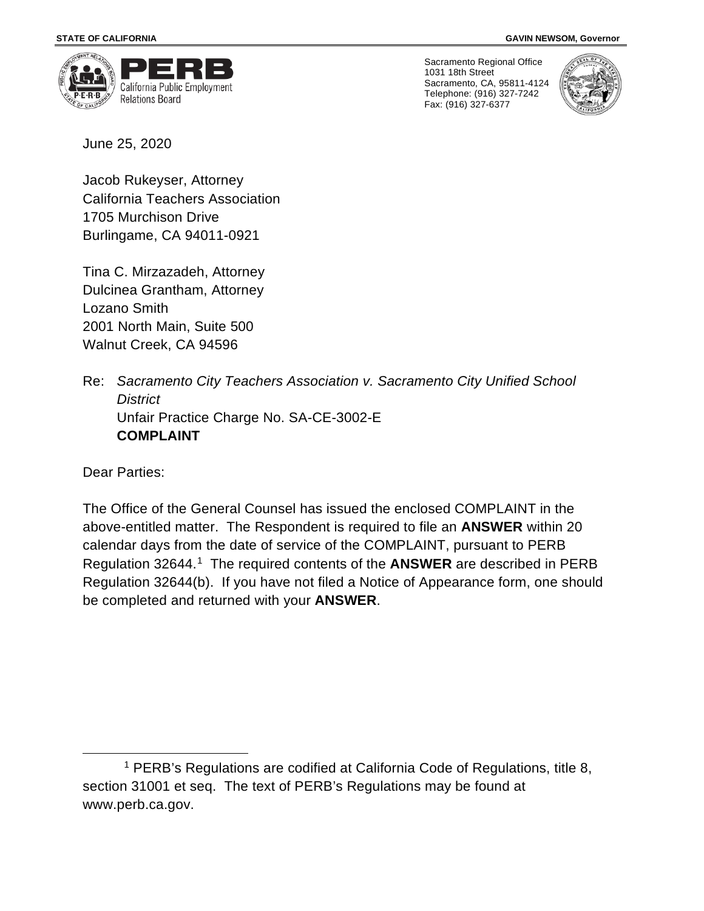STATE OF CALIFORNIA GAVIN NEWSOM, Governor

PERB
California Public Employment Relations Board

Sacramento Regional Office
1031 18th Street
Sacramento, CA, 95811-4124
Telephone: (916) 327-7242
Fax: (916) 327-6377

June 25, 2020

Jacob Rukeyser, Attorney
California Teachers Association
1705 Murchison Drive
Burlingame, CA 94011-0921

Tina C. Mirzazadeh, Attorney
Dulcinea Grantham, Attorney
Lozano Smith
2001 North Main, Suite 500
Walnut Creek, CA 94596

Re: *Sacramento City Teachers Association v. Sacramento City Unified School District*
Unfair Practice Charge No. SA-CE-3002-E
**COMPLAINT**

Dear Parties:

The Office of the General Counsel has issued the enclosed COMPLAINT in the above-entitled matter. The Respondent is required to file an **ANSWER** within 20 calendar days from the date of service of the COMPLAINT, pursuant to PERB Regulation 32644.[1] The required contents of the **ANSWER** are described in PERB Regulation 32644(b). If you have not filed a Notice of Appearance form, one should be completed and returned with your **ANSWER**.

[1] PERB's Regulations are codified at California Code of Regulations, title 8, section 31001 et seq. The text of PERB's Regulations may be found at www.perb.ca.gov.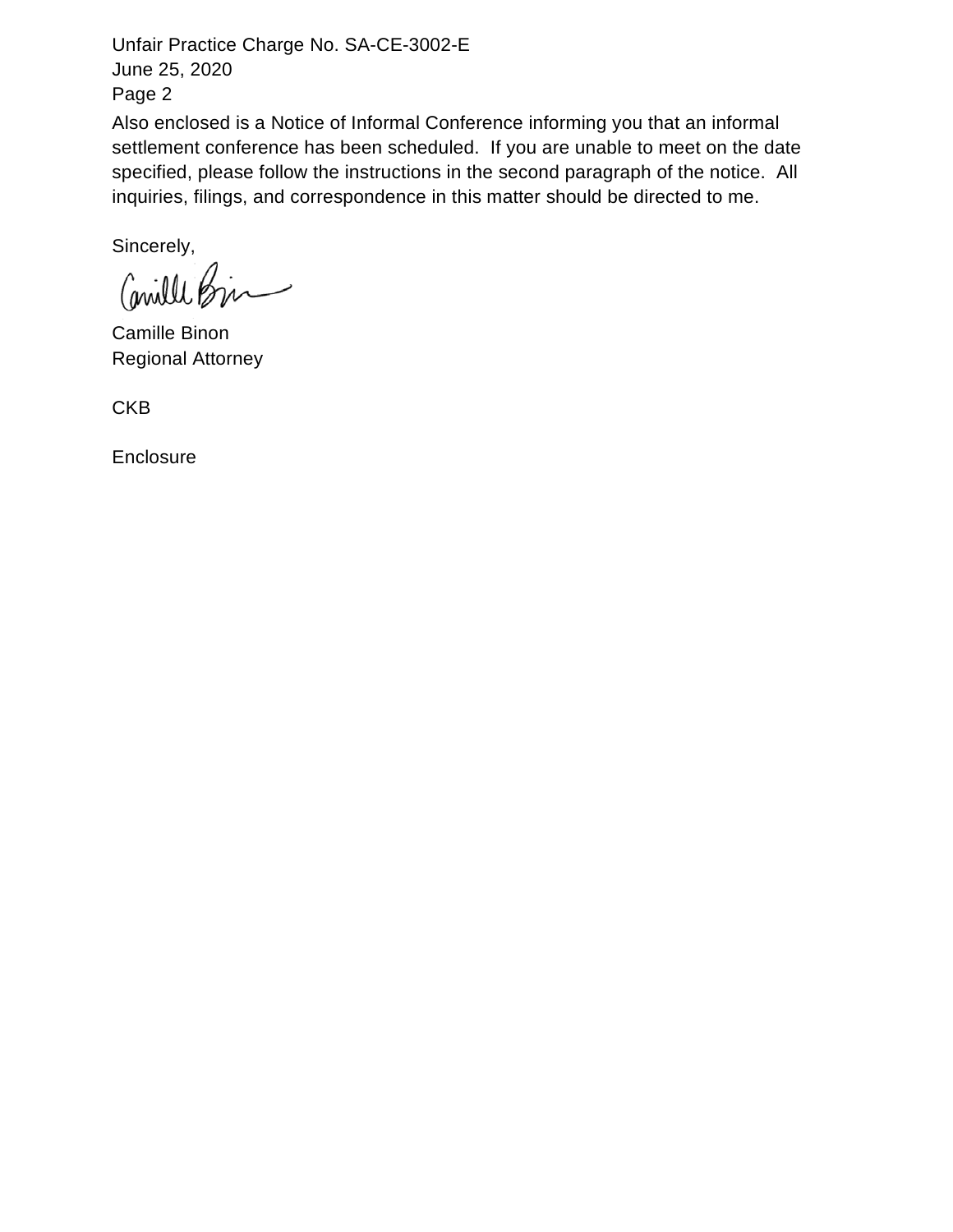Also enclosed is a Notice of Informal Conference informing you that an informal settlement conference has been scheduled. If you are unable to meet on the date specified, please follow the instructions in the second paragraph of the notice. All inquiries, filings, and correspondence in this matter should be directed to me.

Sincerely,

Camille Binon
Regional Attorney

CKB

Enclosure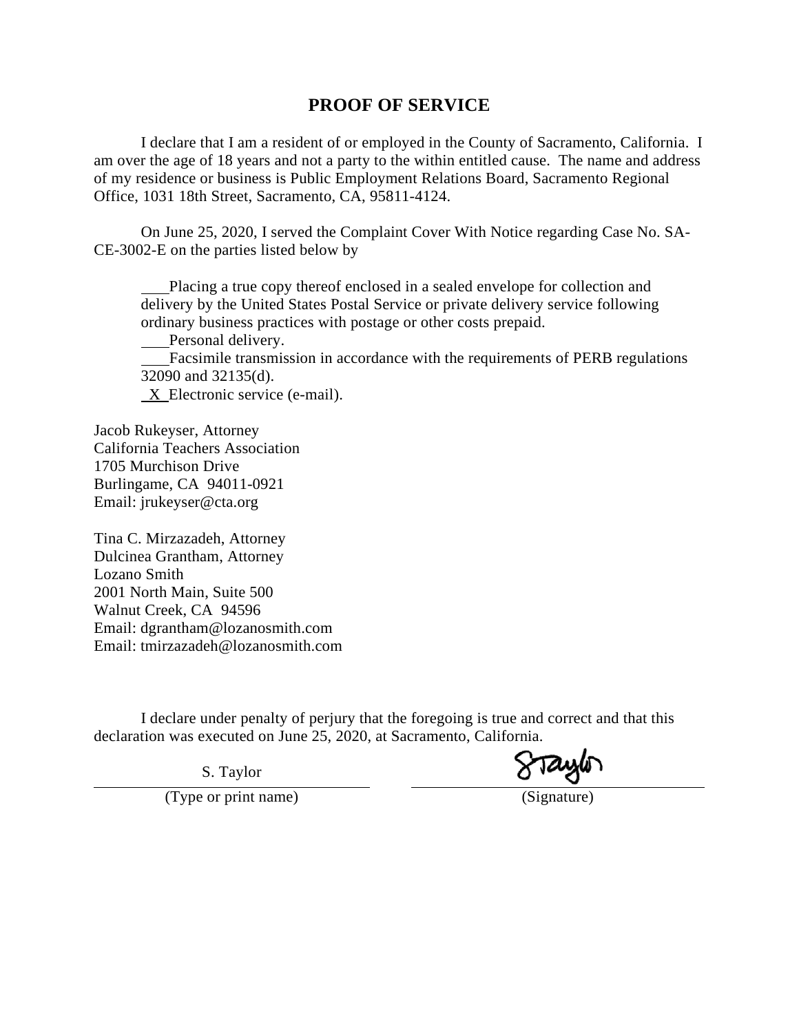# PROOF OF SERVICE

I declare that I am a resident of or employed in the County of Sacramento, California. I am over the age of 18 years and not a party to the within entitled cause. The name and address of my residence or business is Public Employment Relations Board, Sacramento Regional Office, 1031 18th Street, Sacramento, CA, 95811-4124.

On June 25, 2020, I served the Complaint Cover With Notice regarding Case No. SA-CE-3002-E on the parties listed below by

\_\_\_ Placing a true copy thereof enclosed in a sealed envelope for collection and delivery by the United States Postal Service or private delivery service following ordinary business practices with postage or other costs prepaid.
\_\_\_ Personal delivery.
\_\_\_ Facsimile transmission in accordance with the requirements of PERB regulations 32090 and 32135(d).
\_X\_ Electronic service (e-mail).

Jacob Rukeyser, Attorney
California Teachers Association
1705 Murchison Drive
Burlingame, CA 94011-0921
Email: jrukeyser@cta.org

Tina C. Mirzazadeh, Attorney
Dulcinea Grantham, Attorney
Lozano Smith
2001 North Main, Suite 500
Walnut Creek, CA 94596
Email: dgrantham@lozanosmith.com
Email: tmirzazadeh@lozanosmith.com

I declare under penalty of perjury that the foregoing is true and correct and that this declaration was executed on June 25, 2020, at Sacramento, California.

| S. Taylor | STaylor |
| --- | --- |
| (Type or print name) | (Signature) |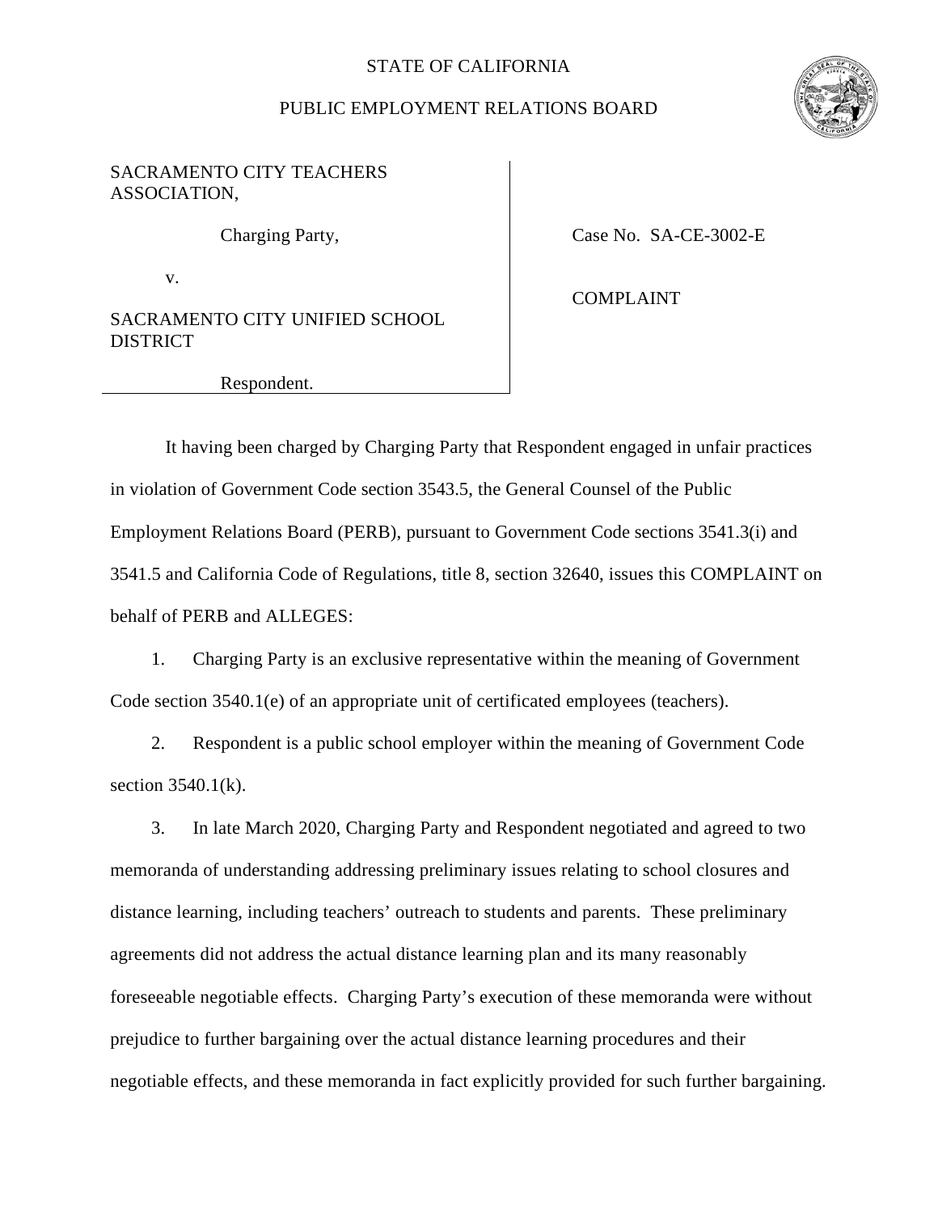STATE OF CALIFORNIA

PUBLIC EMPLOYMENT RELATIONS BOARD

| SACRAMENTO CITY TEACHERS ASSOCIATION,<br><br>Charging Party,<br><br>v.<br><br>SACRAMENTO CITY UNIFIED SCHOOL DISTRICT<br><br>Respondent. | Case No. SA-CE-3002-E<br><br>COMPLAINT |
|---|---|

It having been charged by Charging Party that Respondent engaged in unfair practices in violation of Government Code section 3543.5, the General Counsel of the Public Employment Relations Board (PERB), pursuant to Government Code sections 3541.3(i) and 3541.5 and California Code of Regulations, title 8, section 32640, issues this COMPLAINT on behalf of PERB and ALLEGES:

1. Charging Party is an exclusive representative within the meaning of Government Code section 3540.1(e) of an appropriate unit of certificated employees (teachers).

2. Respondent is a public school employer within the meaning of Government Code section 3540.1(k).

3. In late March 2020, Charging Party and Respondent negotiated and agreed to two memoranda of understanding addressing preliminary issues relating to school closures and distance learning, including teachers' outreach to students and parents. These preliminary agreements did not address the actual distance learning plan and its many reasonably foreseeable negotiable effects. Charging Party's execution of these memoranda were without prejudice to further bargaining over the actual distance learning procedures and their negotiable effects, and these memoranda in fact explicitly provided for such further bargaining.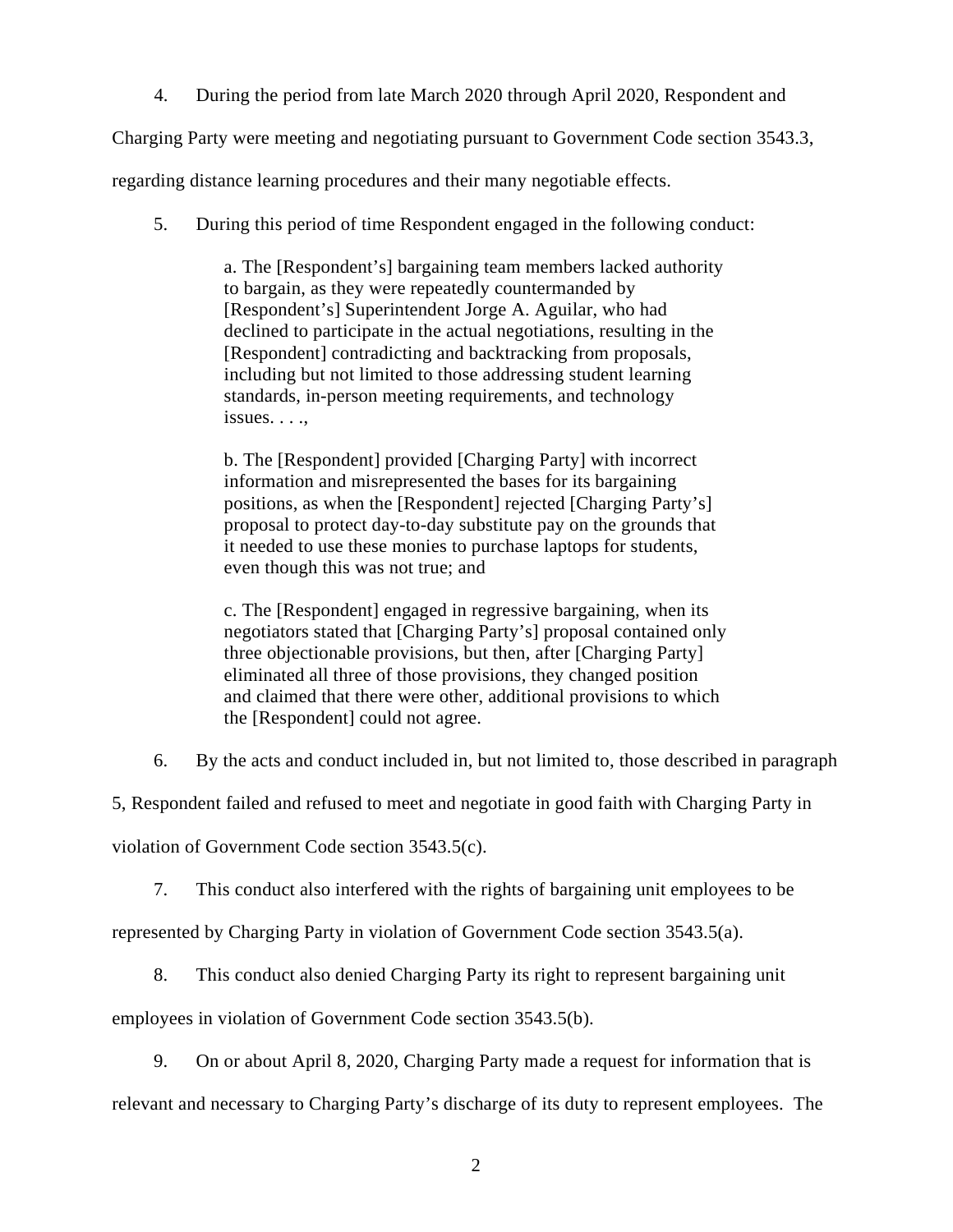4. During the period from late March 2020 through April 2020, Respondent and Charging Party were meeting and negotiating pursuant to Government Code section 3543.3, regarding distance learning procedures and their many negotiable effects.

5. During this period of time Respondent engaged in the following conduct:

> a. The [Respondent's] bargaining team members lacked authority to bargain, as they were repeatedly countermanded by [Respondent's] Superintendent Jorge A. Aguilar, who had declined to participate in the actual negotiations, resulting in the [Respondent] contradicting and backtracking from proposals, including but not limited to those addressing student learning standards, in-person meeting requirements, and technology issues. . . .,
>
> b. The [Respondent] provided [Charging Party] with incorrect information and misrepresented the bases for its bargaining positions, as when the [Respondent] rejected [Charging Party's] proposal to protect day-to-day substitute pay on the grounds that it needed to use these monies to purchase laptops for students, even though this was not true; and
>
> c. The [Respondent] engaged in regressive bargaining, when its negotiators stated that [Charging Party's] proposal contained only three objectionable provisions, but then, after [Charging Party] eliminated all three of those provisions, they changed position and claimed that there were other, additional provisions to which the [Respondent] could not agree.

6. By the acts and conduct included in, but not limited to, those described in paragraph 5, Respondent failed and refused to meet and negotiate in good faith with Charging Party in violation of Government Code section 3543.5(c).

7. This conduct also interfered with the rights of bargaining unit employees to be represented by Charging Party in violation of Government Code section 3543.5(a).

8. This conduct also denied Charging Party its right to represent bargaining unit employees in violation of Government Code section 3543.5(b).

9. On or about April 8, 2020, Charging Party made a request for information that is relevant and necessary to Charging Party's discharge of its duty to represent employees. The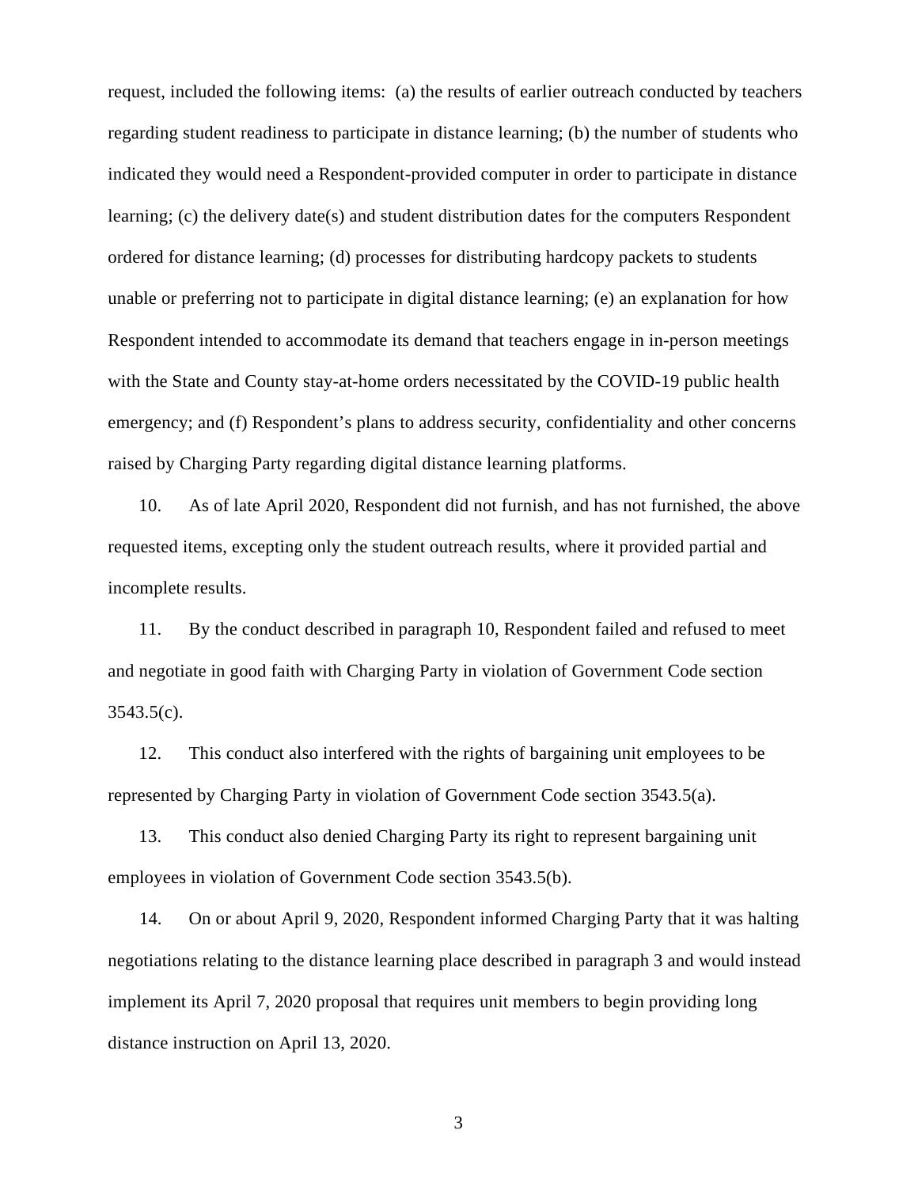request, included the following items: (a) the results of earlier outreach conducted by teachers regarding student readiness to participate in distance learning; (b) the number of students who indicated they would need a Respondent-provided computer in order to participate in distance learning; (c) the delivery date(s) and student distribution dates for the computers Respondent ordered for distance learning; (d) processes for distributing hardcopy packets to students unable or preferring not to participate in digital distance learning; (e) an explanation for how Respondent intended to accommodate its demand that teachers engage in in-person meetings with the State and County stay-at-home orders necessitated by the COVID-19 public health emergency; and (f) Respondent's plans to address security, confidentiality and other concerns raised by Charging Party regarding digital distance learning platforms.

10. As of late April 2020, Respondent did not furnish, and has not furnished, the above requested items, excepting only the student outreach results, where it provided partial and incomplete results.

11. By the conduct described in paragraph 10, Respondent failed and refused to meet and negotiate in good faith with Charging Party in violation of Government Code section 3543.5(c).

12. This conduct also interfered with the rights of bargaining unit employees to be represented by Charging Party in violation of Government Code section 3543.5(a).

13. This conduct also denied Charging Party its right to represent bargaining unit employees in violation of Government Code section 3543.5(b).

14. On or about April 9, 2020, Respondent informed Charging Party that it was halting negotiations relating to the distance learning place described in paragraph 3 and would instead implement its April 7, 2020 proposal that requires unit members to begin providing long distance instruction on April 13, 2020.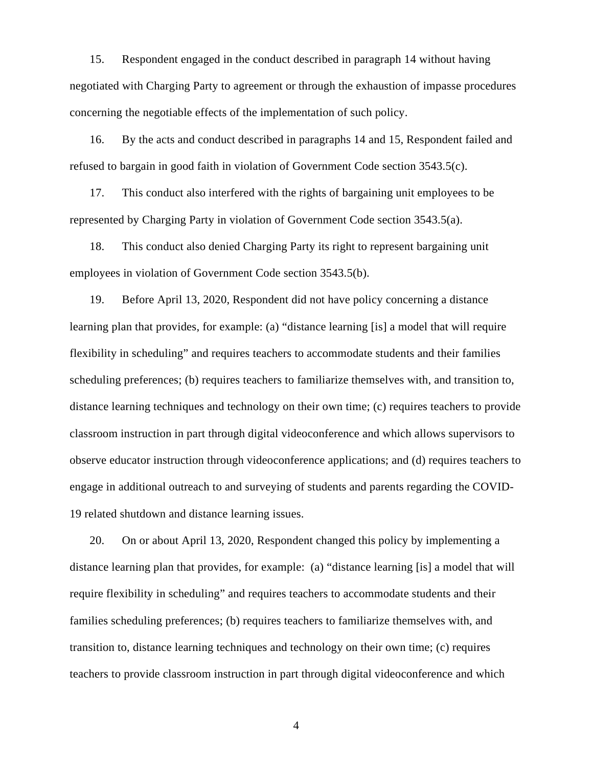15. Respondent engaged in the conduct described in paragraph 14 without having negotiated with Charging Party to agreement or through the exhaustion of impasse procedures concerning the negotiable effects of the implementation of such policy.

16. By the acts and conduct described in paragraphs 14 and 15, Respondent failed and refused to bargain in good faith in violation of Government Code section 3543.5(c).

17. This conduct also interfered with the rights of bargaining unit employees to be represented by Charging Party in violation of Government Code section 3543.5(a).

18. This conduct also denied Charging Party its right to represent bargaining unit employees in violation of Government Code section 3543.5(b).

19. Before April 13, 2020, Respondent did not have policy concerning a distance learning plan that provides, for example: (a) "distance learning [is] a model that will require flexibility in scheduling" and requires teachers to accommodate students and their families scheduling preferences; (b) requires teachers to familiarize themselves with, and transition to, distance learning techniques and technology on their own time; (c) requires teachers to provide classroom instruction in part through digital videoconference and which allows supervisors to observe educator instruction through videoconference applications; and (d) requires teachers to engage in additional outreach to and surveying of students and parents regarding the COVID-19 related shutdown and distance learning issues.

20. On or about April 13, 2020, Respondent changed this policy by implementing a distance learning plan that provides, for example: (a) "distance learning [is] a model that will require flexibility in scheduling" and requires teachers to accommodate students and their families scheduling preferences; (b) requires teachers to familiarize themselves with, and transition to, distance learning techniques and technology on their own time; (c) requires teachers to provide classroom instruction in part through digital videoconference and which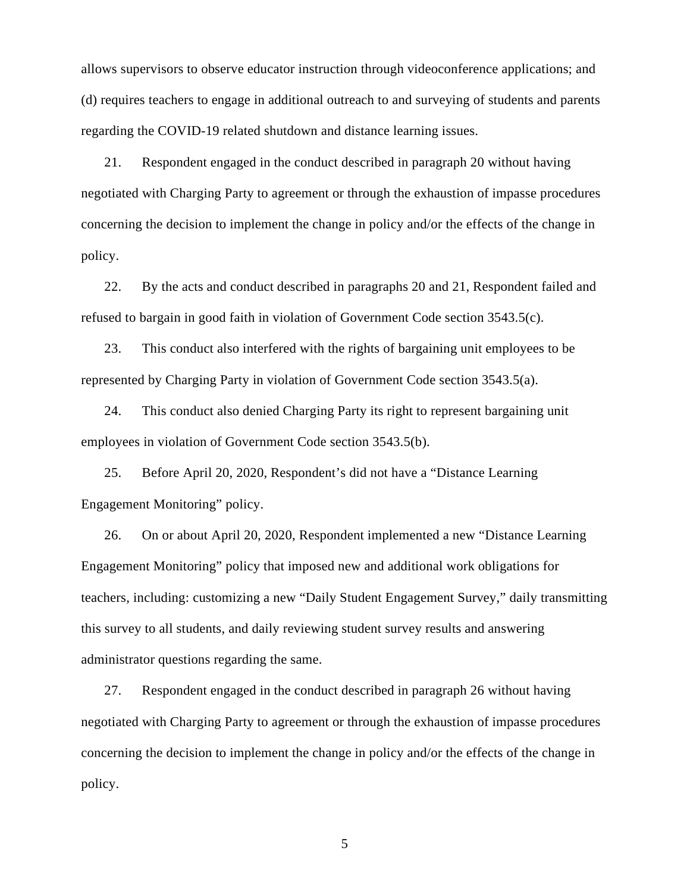allows supervisors to observe educator instruction through videoconference applications; and (d) requires teachers to engage in additional outreach to and surveying of students and parents regarding the COVID-19 related shutdown and distance learning issues.

21. Respondent engaged in the conduct described in paragraph 20 without having negotiated with Charging Party to agreement or through the exhaustion of impasse procedures concerning the decision to implement the change in policy and/or the effects of the change in policy.

22. By the acts and conduct described in paragraphs 20 and 21, Respondent failed and refused to bargain in good faith in violation of Government Code section 3543.5(c).

23. This conduct also interfered with the rights of bargaining unit employees to be represented by Charging Party in violation of Government Code section 3543.5(a).

24. This conduct also denied Charging Party its right to represent bargaining unit employees in violation of Government Code section 3543.5(b).

25. Before April 20, 2020, Respondent's did not have a "Distance Learning Engagement Monitoring" policy.

26. On or about April 20, 2020, Respondent implemented a new "Distance Learning Engagement Monitoring" policy that imposed new and additional work obligations for teachers, including: customizing a new "Daily Student Engagement Survey," daily transmitting this survey to all students, and daily reviewing student survey results and answering administrator questions regarding the same.

27. Respondent engaged in the conduct described in paragraph 26 without having negotiated with Charging Party to agreement or through the exhaustion of impasse procedures concerning the decision to implement the change in policy and/or the effects of the change in policy.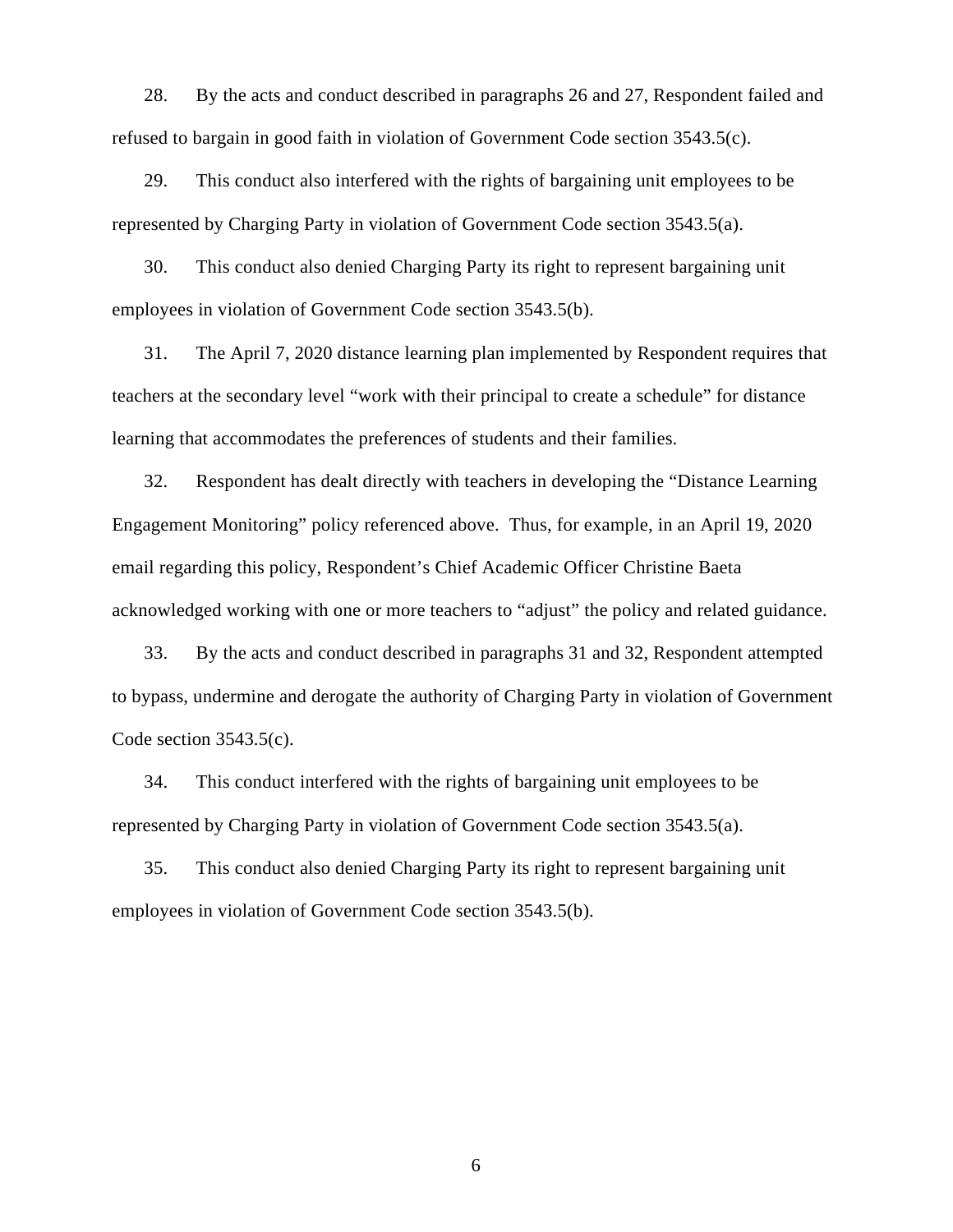28. By the acts and conduct described in paragraphs 26 and 27, Respondent failed and refused to bargain in good faith in violation of Government Code section 3543.5(c).

29. This conduct also interfered with the rights of bargaining unit employees to be represented by Charging Party in violation of Government Code section 3543.5(a).

30. This conduct also denied Charging Party its right to represent bargaining unit employees in violation of Government Code section 3543.5(b).

31. The April 7, 2020 distance learning plan implemented by Respondent requires that teachers at the secondary level "work with their principal to create a schedule" for distance learning that accommodates the preferences of students and their families.

32. Respondent has dealt directly with teachers in developing the "Distance Learning Engagement Monitoring" policy referenced above. Thus, for example, in an April 19, 2020 email regarding this policy, Respondent's Chief Academic Officer Christine Baeta acknowledged working with one or more teachers to "adjust" the policy and related guidance.

33. By the acts and conduct described in paragraphs 31 and 32, Respondent attempted to bypass, undermine and derogate the authority of Charging Party in violation of Government Code section 3543.5(c).

34. This conduct interfered with the rights of bargaining unit employees to be represented by Charging Party in violation of Government Code section 3543.5(a).

35. This conduct also denied Charging Party its right to represent bargaining unit employees in violation of Government Code section 3543.5(b).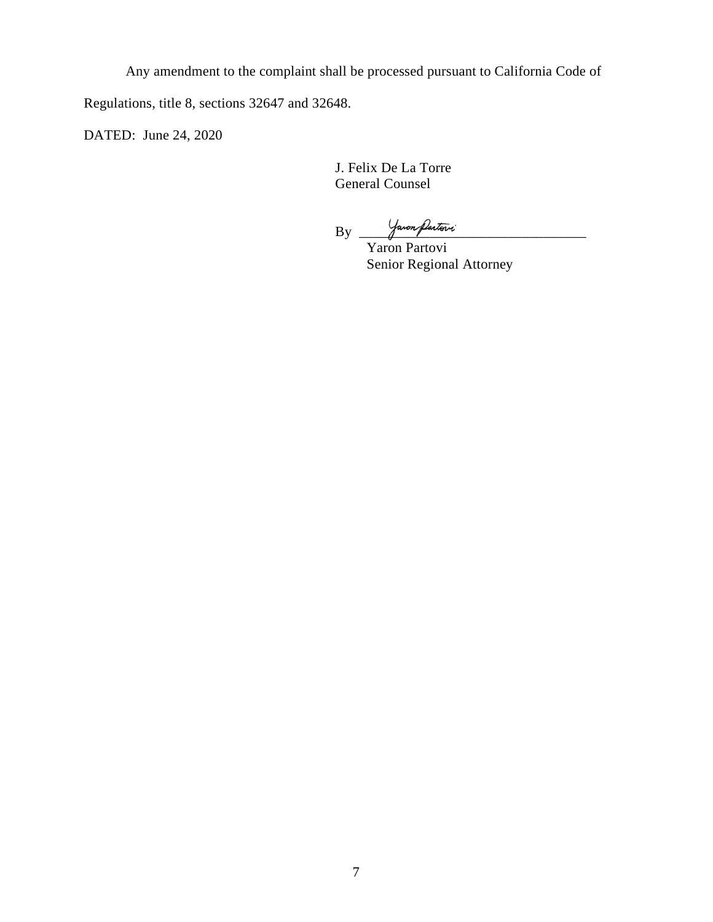Any amendment to the complaint shall be processed pursuant to California Code of Regulations, title 8, sections 32647 and 32648.

DATED: June 24, 2020

J. Felix De La Torre
General Counsel

By ___Yaron Partovi___
Yaron Partovi
Senior Regional Attorney